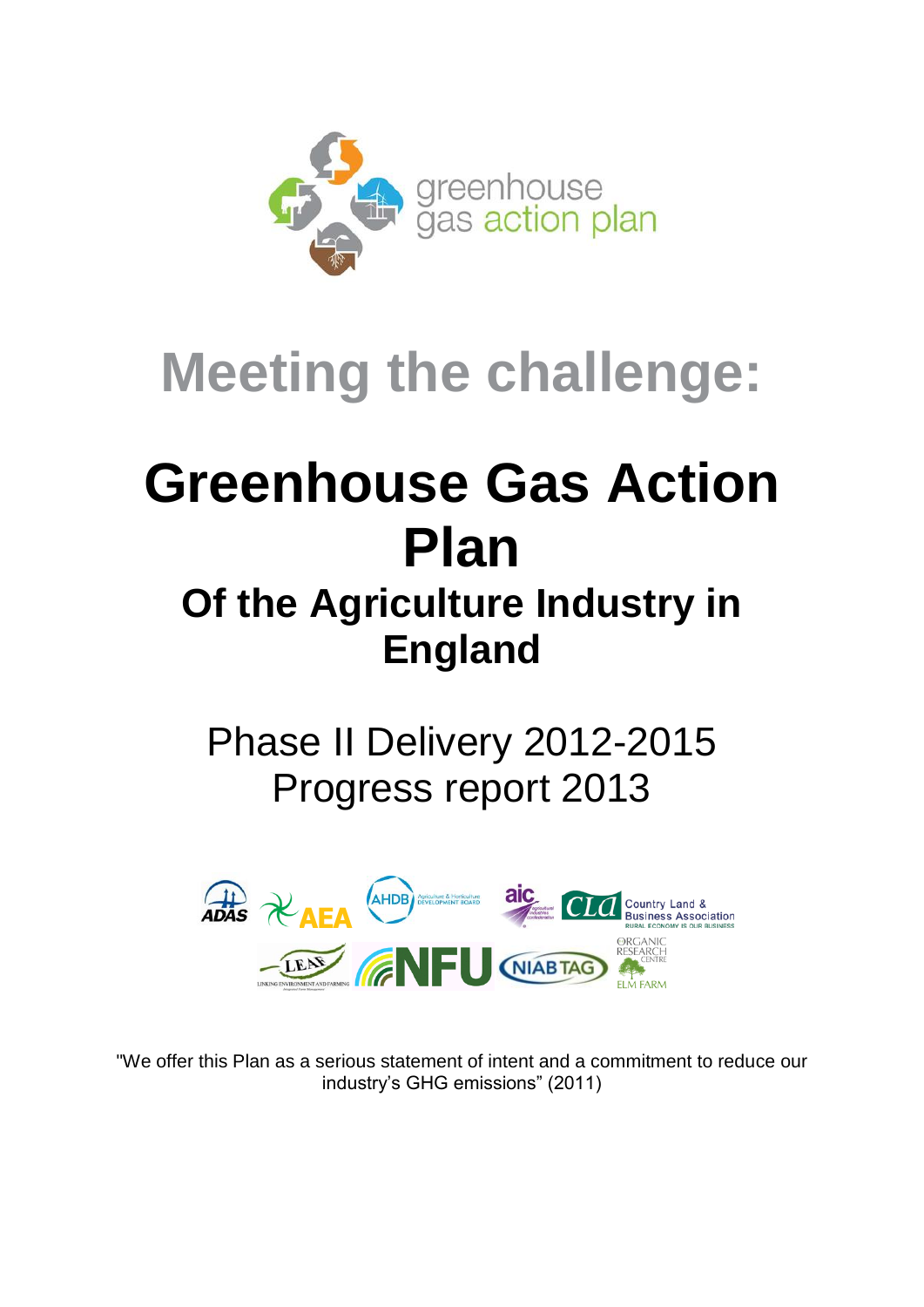greenhouse gas action plan

# Meeting the challenge:

# Greenhouse Gas Action Plan

## Of the Agriculture Industry in England

Phase II Delivery 2012-2015
Progress report 2013

"We offer this Plan as a serious statement of intent and a commitment to reduce our industry's GHG emissions" (2011)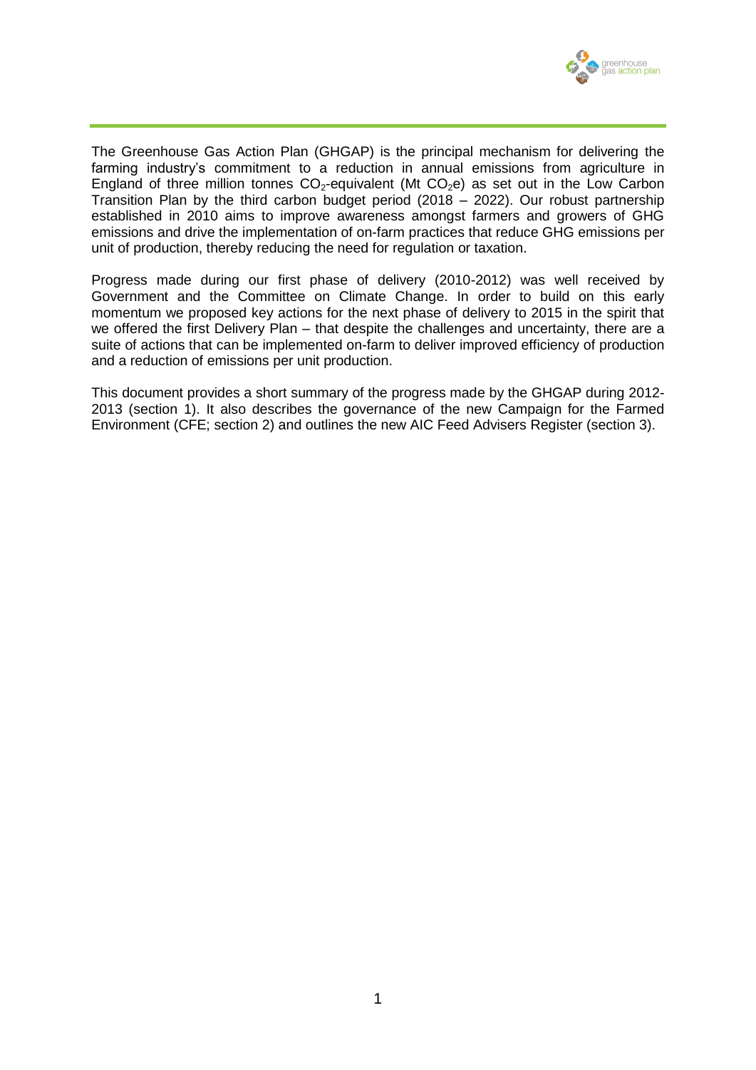The Greenhouse Gas Action Plan (GHGAP) is the principal mechanism for delivering the farming industry's commitment to a reduction in annual emissions from agriculture in England of three million tonnes $CO_2$-equivalent (Mt $CO_2$e) as set out in the Low Carbon Transition Plan by the third carbon budget period (2018 – 2022). Our robust partnership established in 2010 aims to improve awareness amongst farmers and growers of GHG emissions and drive the implementation of on-farm practices that reduce GHG emissions per unit of production, thereby reducing the need for regulation or taxation.

Progress made during our first phase of delivery (2010-2012) was well received by Government and the Committee on Climate Change. In order to build on this early momentum we proposed key actions for the next phase of delivery to 2015 in the spirit that we offered the first Delivery Plan – that despite the challenges and uncertainty, there are a suite of actions that can be implemented on-farm to deliver improved efficiency of production and a reduction of emissions per unit production.

This document provides a short summary of the progress made by the GHGAP during 2012-2013 (section 1). It also describes the governance of the new Campaign for the Farmed Environment (CFE; section 2) and outlines the new AIC Feed Advisers Register (section 3).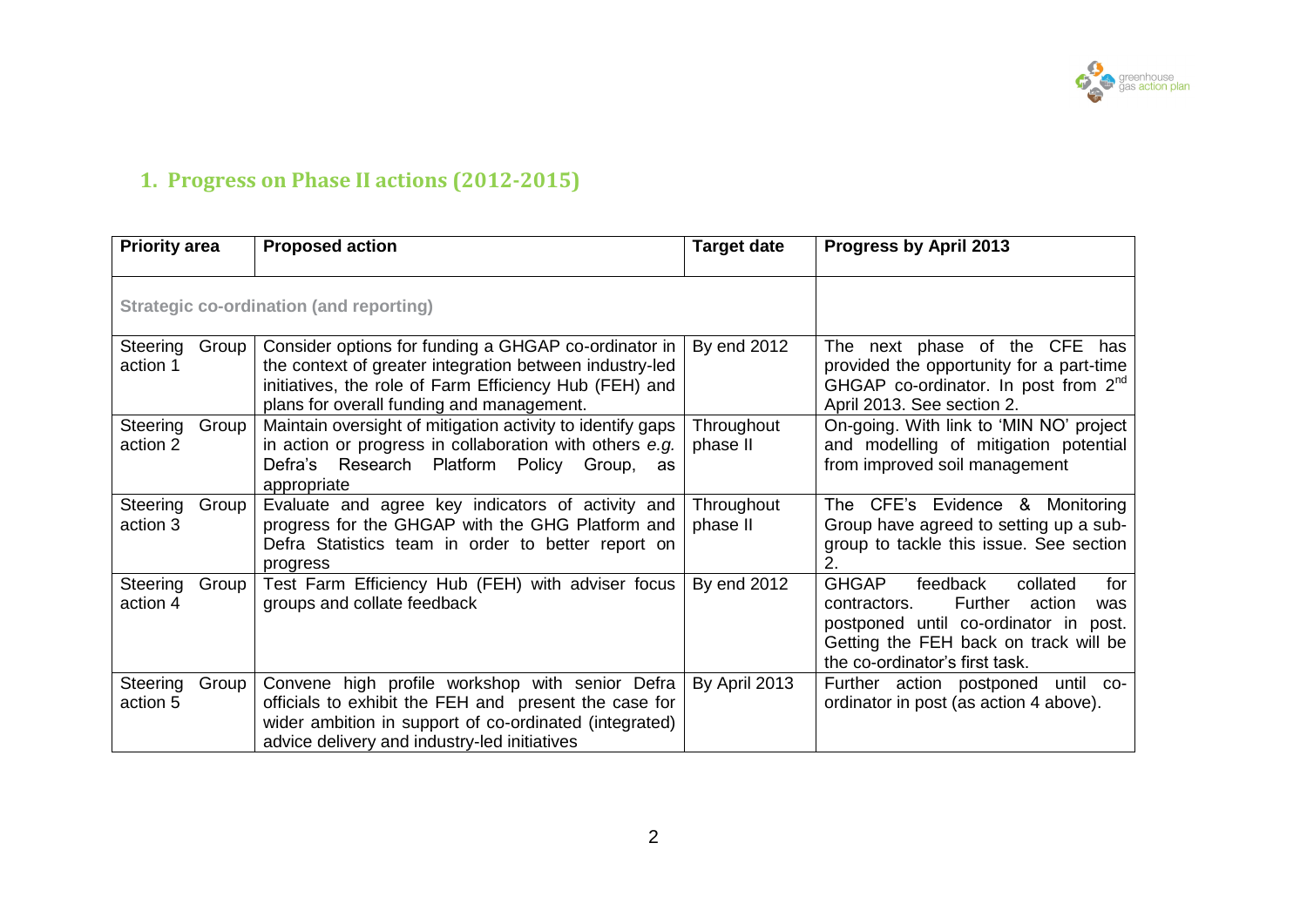## 1. Progress on Phase II actions (2012-2015)

| Priority area | Proposed action | Target date | Progress by April 2013 |
|---|---|---|---|
| **Strategic co-ordination (and reporting)** | | | |
| Steering Group action 1 | Consider options for funding a GHGAP co-ordinator in the context of greater integration between industry-led initiatives, the role of Farm Efficiency Hub (FEH) and plans for overall funding and management. | By end 2012 | The next phase of the CFE has provided the opportunity for a part-time GHGAP co-ordinator. In post from 2nd April 2013. See section 2. |
| Steering Group action 2 | Maintain oversight of mitigation activity to identify gaps in action or progress in collaboration with others *e.g.* Defra's Research Platform Policy Group, as appropriate | Throughout phase II | On-going. With link to 'MIN NO' project and modelling of mitigation potential from improved soil management |
| Steering Group action 3 | Evaluate and agree key indicators of activity and progress for the GHGAP with the GHG Platform and Defra Statistics team in order to better report on progress | Throughout phase II | The CFE's Evidence & Monitoring Group have agreed to setting up a sub-group to tackle this issue. See section 2. |
| Steering Group action 4 | Test Farm Efficiency Hub (FEH) with adviser focus groups and collate feedback | By end 2012 | GHGAP feedback collated for contractors. Further action was postponed until co-ordinator in post. Getting the FEH back on track will be the co-ordinator's first task. |
| Steering Group action 5 | Convene high profile workshop with senior Defra officials to exhibit the FEH and present the case for wider ambition in support of co-ordinated (integrated) advice delivery and industry-led initiatives | By April 2013 | Further action postponed until co-ordinator in post (as action 4 above). |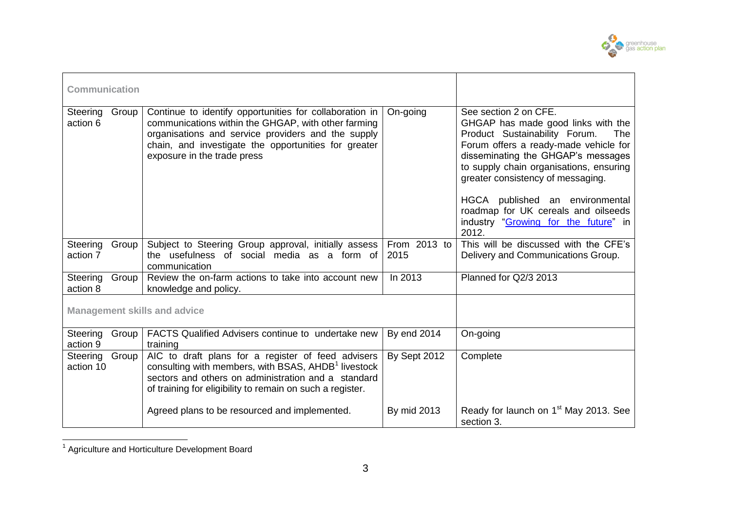| | | | |
|---|---|---|---|
| **Communication** | | | |
| Steering Group action 6 | Continue to identify opportunities for collaboration in communications within the GHGAP, with other farming organisations and service providers and the supply chain, and investigate the opportunities for greater exposure in the trade press | On-going | See section 2 on CFE. GHGAP has made good links with the Product Sustainability Forum. The Forum offers a ready-made vehicle for disseminating the GHGAP's messages to supply chain organisations, ensuring greater consistency of messaging.<br><br>HGCA published an environmental roadmap for UK cereals and oilseeds industry "Growing for the future" in 2012. |
| Steering Group action 7 | Subject to Steering Group approval, initially assess the usefulness of social media as a form of communication | From 2013 to 2015 | This will be discussed with the CFE's Delivery and Communications Group. |
| Steering Group action 8 | Review the on-farm actions to take into account new knowledge and policy. | In 2013 | Planned for Q2/3 2013 |
| **Management skills and advice** | | | |
| Steering Group action 9 | FACTS Qualified Advisers continue to undertake new training | By end 2014 | On-going |
| Steering Group action 10 | AIC to draft plans for a register of feed advisers consulting with members, with BSAS, AHDB[1] livestock sectors and others on administration and a standard of training for eligibility to remain on such a register.<br><br>Agreed plans to be resourced and implemented. | By Sept 2012<br><br>By mid 2013 | Complete<br><br>Ready for launch on 1st May 2013. See section 3. |

[1] Agriculture and Horticulture Development Board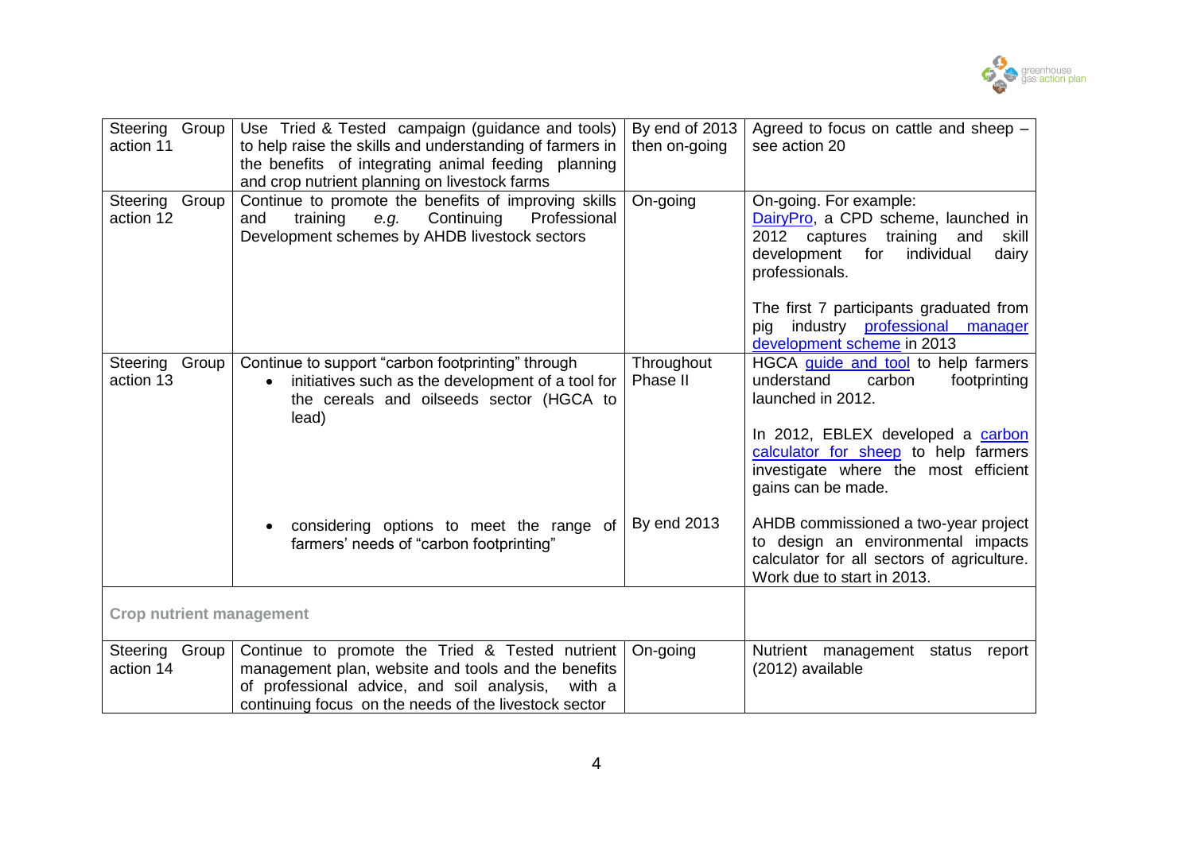| | | | |
|---|---|---|---|
| Steering Group action 11 | Use Tried & Tested campaign (guidance and tools) to help raise the skills and understanding of farmers in the benefits of integrating animal feeding planning and crop nutrient planning on livestock farms | By end of 2013 then on-going | Agreed to focus on cattle and sheep – see action 20 |
| Steering Group action 12 | Continue to promote the benefits of improving skills and training *e.g.* Continuing Professional Development schemes by AHDB livestock sectors | On-going | On-going. For example: DairyPro, a CPD scheme, launched in 2012 captures training and skill development for individual dairy professionals.<br><br>The first 7 participants graduated from pig industry professional manager development scheme in 2013 |
| Steering Group action 13 | Continue to support "carbon footprinting" through<br>• initiatives such as the development of a tool for the cereals and oilseeds sector (HGCA to lead) | Throughout Phase II | HGCA guide and tool to help farmers understand carbon footprinting launched in 2012.<br><br>In 2012, EBLEX developed a carbon calculator for sheep to help farmers investigate where the most efficient gains can be made. |
| | • considering options to meet the range of farmers' needs of "carbon footprinting" | By end 2013 | AHDB commissioned a two-year project to design an environmental impacts calculator for all sectors of agriculture. Work due to start in 2013. |
| **Crop nutrient management** | | | |
| Steering Group action 14 | Continue to promote the Tried & Tested nutrient management plan, website and tools and the benefits of professional advice, and soil analysis, with a continuing focus on the needs of the livestock sector | On-going | Nutrient management status report (2012) available |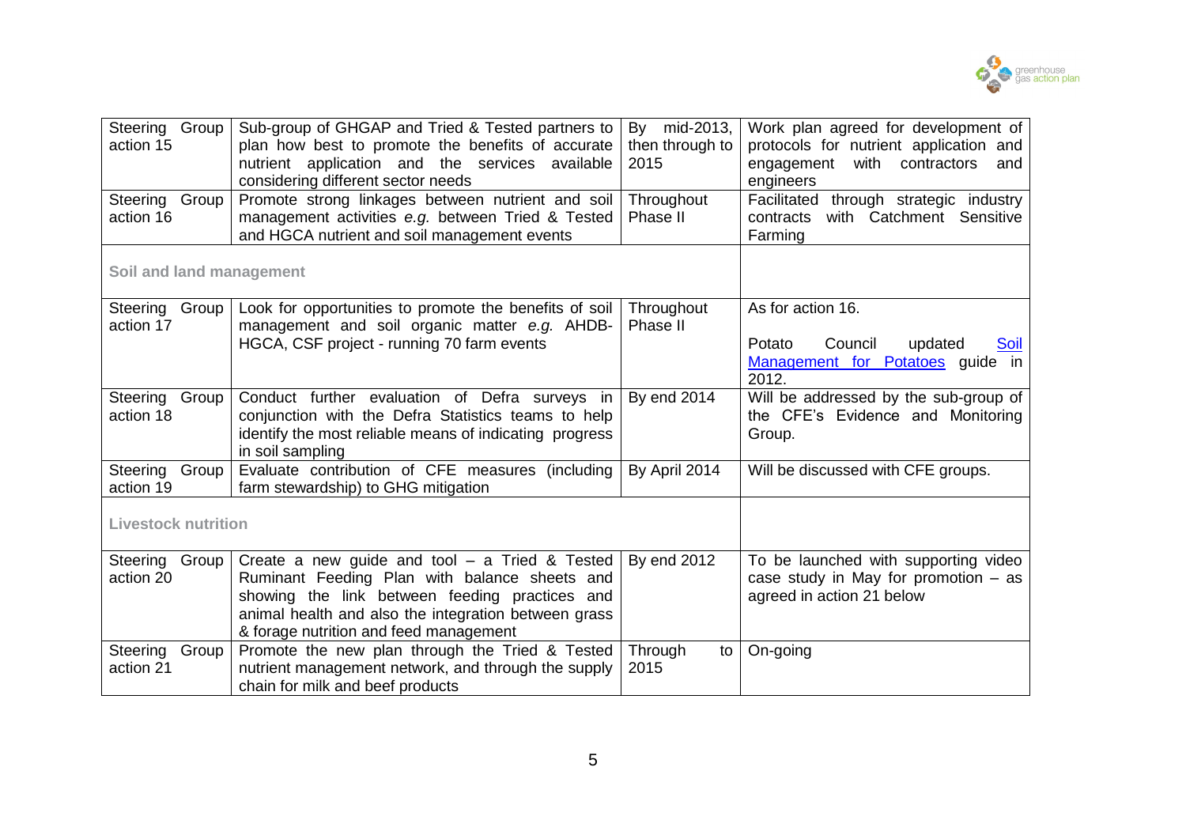| | | | |
|---|---|---|---|
| Steering Group action 15 | Sub-group of GHGAP and Tried & Tested partners to plan how best to promote the benefits of accurate nutrient application and the services available considering different sector needs | By mid-2013, then through to 2015 | Work plan agreed for development of protocols for nutrient application and engagement with contractors and engineers |
| Steering Group action 16 | Promote strong linkages between nutrient and soil management activities *e.g.* between Tried & Tested and HGCA nutrient and soil management events | Throughout Phase II | Facilitated through strategic industry contracts with Catchment Sensitive Farming |
| **Soil and land management** | | | |
| Steering Group action 17 | Look for opportunities to promote the benefits of soil management and soil organic matter *e.g.* AHDB-HGCA, CSF project - running 70 farm events | Throughout Phase II | As for action 16.<br><br>Potato Council updated [Soil Management for Potatoes] guide in 2012. |
| Steering Group action 18 | Conduct further evaluation of Defra surveys in conjunction with the Defra Statistics teams to help identify the most reliable means of indicating progress in soil sampling | By end 2014 | Will be addressed by the sub-group of the CFE's Evidence and Monitoring Group. |
| Steering Group action 19 | Evaluate contribution of CFE measures (including farm stewardship) to GHG mitigation | By April 2014 | Will be discussed with CFE groups. |
| **Livestock nutrition** | | | |
| Steering Group action 20 | Create a new guide and tool – a Tried & Tested Ruminant Feeding Plan with balance sheets and showing the link between feeding practices and animal health and also the integration between grass & forage nutrition and feed management | By end 2012 | To be launched with supporting video case study in May for promotion – as agreed in action 21 below |
| Steering Group action 21 | Promote the new plan through the Tried & Tested nutrient management network, and through the supply chain for milk and beef products | Through to 2015 | On-going |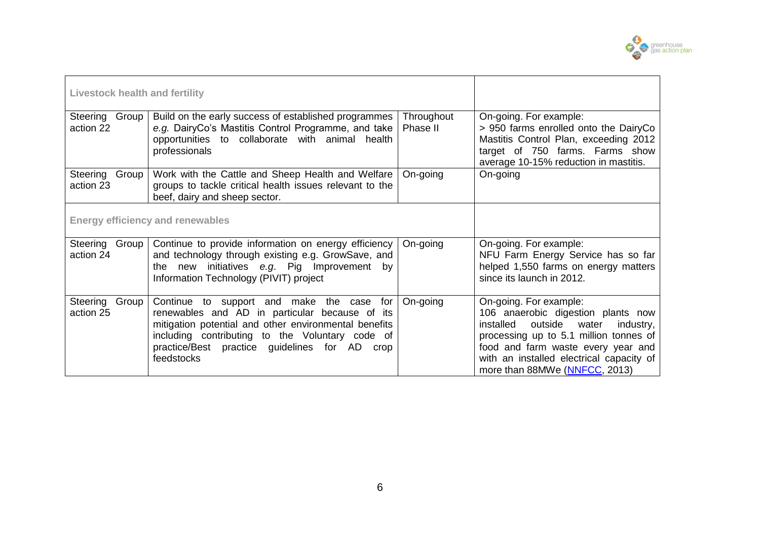| | | | |
|---|---|---|---|
| **Livestock health and fertility** | | | |
| Steering Group action 22 | Build on the early success of established programmes *e.g.* DairyCo's Mastitis Control Programme, and take opportunities to collaborate with animal health professionals | Throughout Phase II | On-going. For example: > 950 farms enrolled onto the DairyCo Mastitis Control Plan, exceeding 2012 target of 750 farms. Farms show average 10-15% reduction in mastitis. |
| Steering Group action 23 | Work with the Cattle and Sheep Health and Welfare groups to tackle critical health issues relevant to the beef, dairy and sheep sector. | On-going | On-going |
| **Energy efficiency and renewables** | | | |
| Steering Group action 24 | Continue to provide information on energy efficiency and technology through existing e.g. GrowSave, and the new initiatives *e.g.* Pig Improvement by Information Technology (PIVIT) project | On-going | On-going. For example: NFU Farm Energy Service has so far helped 1,550 farms on energy matters since its launch in 2012. |
| Steering Group action 25 | Continue to support and make the case for renewables and AD in particular because of its mitigation potential and other environmental benefits including contributing to the Voluntary code of practice/Best practice guidelines for AD crop feedstocks | On-going | On-going. For example: 106 anaerobic digestion plants now installed outside water industry, processing up to 5.1 million tonnes of food and farm waste every year and with an installed electrical capacity of more than 88MWe (NNFCC, 2013) |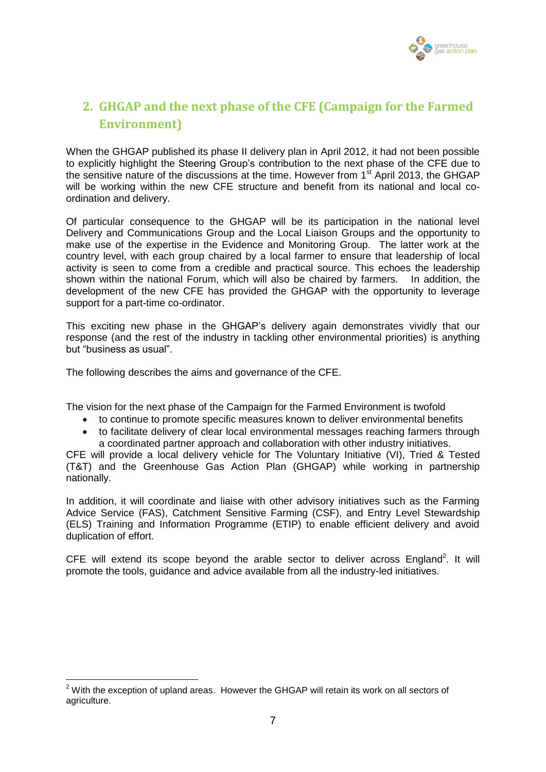## 2. GHGAP and the next phase of the CFE (Campaign for the Farmed Environment)

When the GHGAP published its phase II delivery plan in April 2012, it had not been possible to explicitly highlight the Steering Group's contribution to the next phase of the CFE due to the sensitive nature of the discussions at the time. However from 1st April 2013, the GHGAP will be working within the new CFE structure and benefit from its national and local co-ordination and delivery.

Of particular consequence to the GHGAP will be its participation in the national level Delivery and Communications Group and the Local Liaison Groups and the opportunity to make use of the expertise in the Evidence and Monitoring Group. The latter work at the country level, with each group chaired by a local farmer to ensure that leadership of local activity is seen to come from a credible and practical source. This echoes the leadership shown within the national Forum, which will also be chaired by farmers. In addition, the development of the new CFE has provided the GHGAP with the opportunity to leverage support for a part-time co-ordinator.

This exciting new phase in the GHGAP's delivery again demonstrates vividly that our response (and the rest of the industry in tackling other environmental priorities) is anything but "business as usual".

The following describes the aims and governance of the CFE.

The vision for the next phase of the Campaign for the Farmed Environment is twofold

- to continue to promote specific measures known to deliver environmental benefits
- to facilitate delivery of clear local environmental messages reaching farmers through a coordinated partner approach and collaboration with other industry initiatives.

CFE will provide a local delivery vehicle for The Voluntary Initiative (VI), Tried & Tested (T&T) and the Greenhouse Gas Action Plan (GHGAP) while working in partnership nationally.

In addition, it will coordinate and liaise with other advisory initiatives such as the Farming Advice Service (FAS), Catchment Sensitive Farming (CSF), and Entry Level Stewardship (ELS) Training and Information Programme (ETIP) to enable efficient delivery and avoid duplication of effort.

CFE will extend its scope beyond the arable sector to deliver across England[2]. It will promote the tools, guidance and advice available from all the industry-led initiatives.

[2] With the exception of upland areas. However the GHGAP will retain its work on all sectors of agriculture.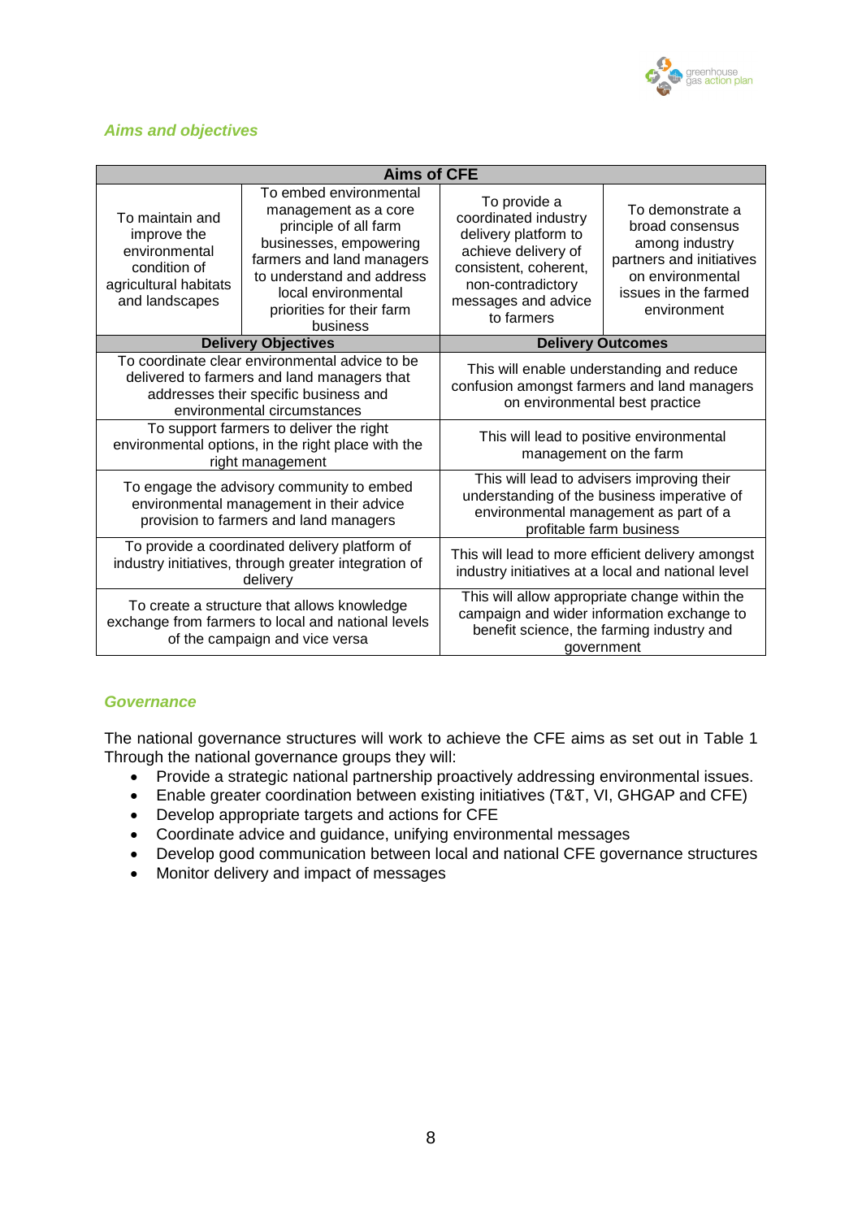### *Aims and objectives*

| Aims of CFE | | | |
|---|---|---|---|
| To maintain and improve the environmental condition of agricultural habitats and landscapes | To embed environmental management as a core principle of all farm businesses, empowering farmers and land managers to understand and address local environmental priorities for their farm business | To provide a coordinated industry delivery platform to achieve delivery of consistent, coherent, non-contradictory messages and advice to farmers | To demonstrate a broad consensus among industry partners and initiatives on environmental issues in the farmed environment |
| **Delivery Objectives** | | **Delivery Outcomes** | |
| To coordinate clear environmental advice to be delivered to farmers and land managers that addresses their specific business and environmental circumstances | | This will enable understanding and reduce confusion amongst farmers and land managers on environmental best practice | |
| To support farmers to deliver the right environmental options, in the right place with the right management | | This will lead to positive environmental management on the farm | |
| To engage the advisory community to embed environmental management in their advice provision to farmers and land managers | | This will lead to advisers improving their understanding of the business imperative of environmental management as part of a profitable farm business | |
| To provide a coordinated delivery platform of industry initiatives, through greater integration of delivery | | This will lead to more efficient delivery amongst industry initiatives at a local and national level | |
| To create a structure that allows knowledge exchange from farmers to local and national levels of the campaign and vice versa | | This will allow appropriate change within the campaign and wider information exchange to benefit science, the farming industry and government | |

### *Governance*

The national governance structures will work to achieve the CFE aims as set out in Table 1 Through the national governance groups they will:

- Provide a strategic national partnership proactively addressing environmental issues.
- Enable greater coordination between existing initiatives (T&T, VI, GHGAP and CFE)
- Develop appropriate targets and actions for CFE
- Coordinate advice and guidance, unifying environmental messages
- Develop good communication between local and national CFE governance structures
- Monitor delivery and impact of messages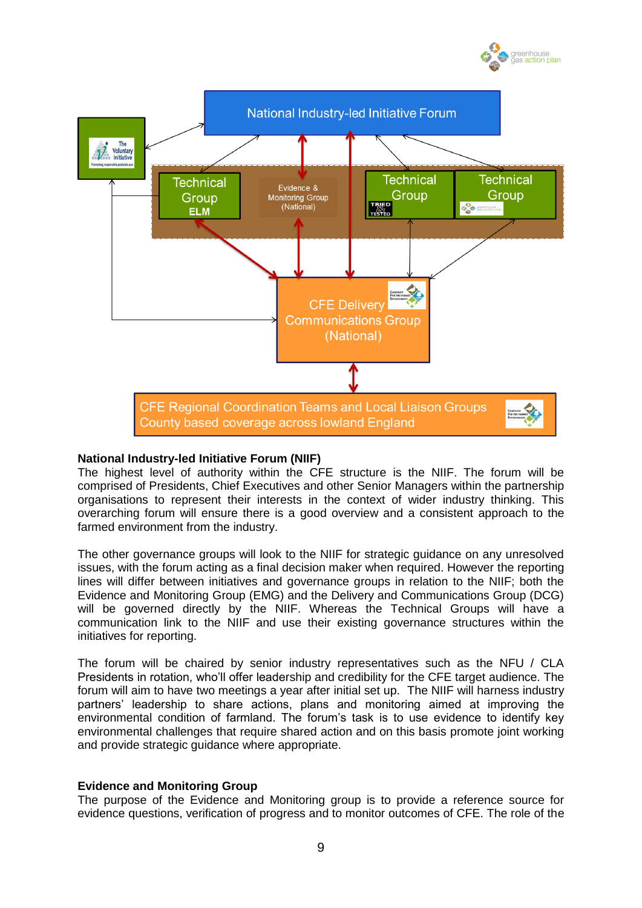National Industry-led Initiative Forum

The Voluntary Initiative

Technical Group ELM

Evidence & Monitoring Group (National)

Technical Group

Technical Group

CFE Delivery Communications Group (National)

CFE Regional Coordination Teams and Local Liaison Groups County based coverage across lowland England

**National Industry-led Initiative Forum (NIIF)**
The highest level of authority within the CFE structure is the NIIF. The forum will be comprised of Presidents, Chief Executives and other Senior Managers within the partnership organisations to represent their interests in the context of wider industry thinking. This overarching forum will ensure there is a good overview and a consistent approach to the farmed environment from the industry.

The other governance groups will look to the NIIF for strategic guidance on any unresolved issues, with the forum acting as a final decision maker when required. However the reporting lines will differ between initiatives and governance groups in relation to the NIIF; both the Evidence and Monitoring Group (EMG) and the Delivery and Communications Group (DCG) will be governed directly by the NIIF. Whereas the Technical Groups will have a communication link to the NIIF and use their existing governance structures within the initiatives for reporting.

The forum will be chaired by senior industry representatives such as the NFU / CLA Presidents in rotation, who'll offer leadership and credibility for the CFE target audience. The forum will aim to have two meetings a year after initial set up. The NIIF will harness industry partners' leadership to share actions, plans and monitoring aimed at improving the environmental condition of farmland. The forum's task is to use evidence to identify key environmental challenges that require shared action and on this basis promote joint working and provide strategic guidance where appropriate.

**Evidence and Monitoring Group**
The purpose of the Evidence and Monitoring group is to provide a reference source for evidence questions, verification of progress and to monitor outcomes of CFE. The role of the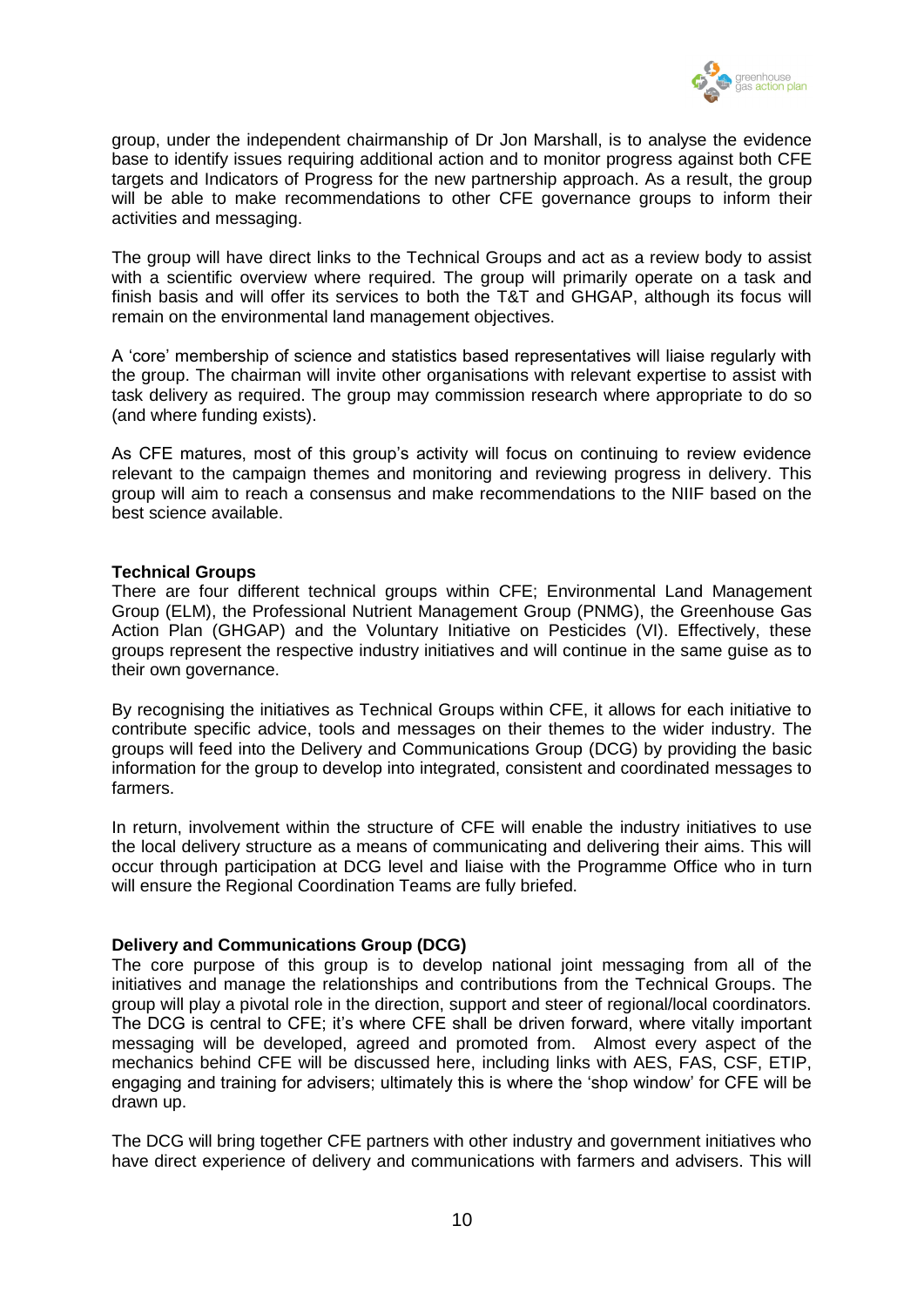group, under the independent chairmanship of Dr Jon Marshall, is to analyse the evidence base to identify issues requiring additional action and to monitor progress against both CFE targets and Indicators of Progress for the new partnership approach. As a result, the group will be able to make recommendations to other CFE governance groups to inform their activities and messaging.

The group will have direct links to the Technical Groups and act as a review body to assist with a scientific overview where required. The group will primarily operate on a task and finish basis and will offer its services to both the T&T and GHGAP, although its focus will remain on the environmental land management objectives.

A 'core' membership of science and statistics based representatives will liaise regularly with the group. The chairman will invite other organisations with relevant expertise to assist with task delivery as required. The group may commission research where appropriate to do so (and where funding exists).

As CFE matures, most of this group's activity will focus on continuing to review evidence relevant to the campaign themes and monitoring and reviewing progress in delivery. This group will aim to reach a consensus and make recommendations to the NIIF based on the best science available.

**Technical Groups**

There are four different technical groups within CFE; Environmental Land Management Group (ELM), the Professional Nutrient Management Group (PNMG), the Greenhouse Gas Action Plan (GHGAP) and the Voluntary Initiative on Pesticides (VI). Effectively, these groups represent the respective industry initiatives and will continue in the same guise as to their own governance.

By recognising the initiatives as Technical Groups within CFE, it allows for each initiative to contribute specific advice, tools and messages on their themes to the wider industry. The groups will feed into the Delivery and Communications Group (DCG) by providing the basic information for the group to develop into integrated, consistent and coordinated messages to farmers.

In return, involvement within the structure of CFE will enable the industry initiatives to use the local delivery structure as a means of communicating and delivering their aims. This will occur through participation at DCG level and liaise with the Programme Office who in turn will ensure the Regional Coordination Teams are fully briefed.

**Delivery and Communications Group (DCG)**

The core purpose of this group is to develop national joint messaging from all of the initiatives and manage the relationships and contributions from the Technical Groups. The group will play a pivotal role in the direction, support and steer of regional/local coordinators. The DCG is central to CFE; it's where CFE shall be driven forward, where vitally important messaging will be developed, agreed and promoted from. Almost every aspect of the mechanics behind CFE will be discussed here, including links with AES, FAS, CSF, ETIP, engaging and training for advisers; ultimately this is where the 'shop window' for CFE will be drawn up.

The DCG will bring together CFE partners with other industry and government initiatives who have direct experience of delivery and communications with farmers and advisers. This will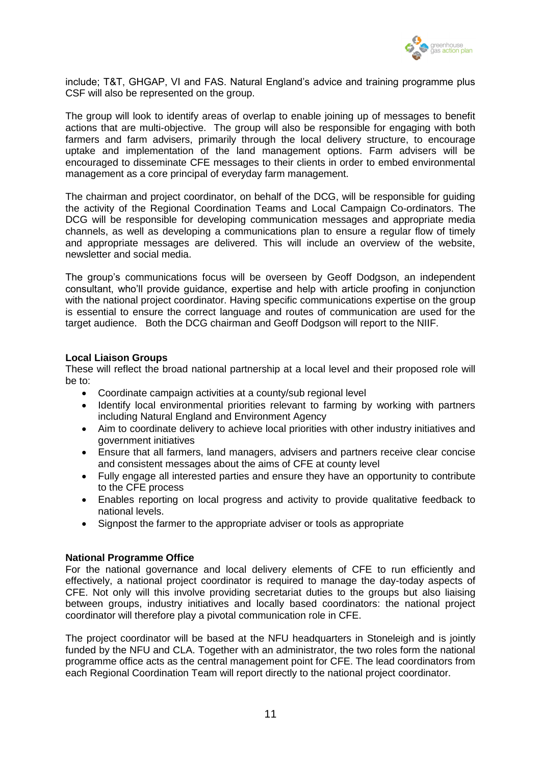include; T&T, GHGAP, VI and FAS. Natural England's advice and training programme plus CSF will also be represented on the group.

The group will look to identify areas of overlap to enable joining up of messages to benefit actions that are multi-objective. The group will also be responsible for engaging with both farmers and farm advisers, primarily through the local delivery structure, to encourage uptake and implementation of the land management options. Farm advisers will be encouraged to disseminate CFE messages to their clients in order to embed environmental management as a core principal of everyday farm management.

The chairman and project coordinator, on behalf of the DCG, will be responsible for guiding the activity of the Regional Coordination Teams and Local Campaign Co-ordinators. The DCG will be responsible for developing communication messages and appropriate media channels, as well as developing a communications plan to ensure a regular flow of timely and appropriate messages are delivered. This will include an overview of the website, newsletter and social media.

The group's communications focus will be overseen by Geoff Dodgson, an independent consultant, who'll provide guidance, expertise and help with article proofing in conjunction with the national project coordinator. Having specific communications expertise on the group is essential to ensure the correct language and routes of communication are used for the target audience. Both the DCG chairman and Geoff Dodgson will report to the NIIF.

**Local Liaison Groups**

These will reflect the broad national partnership at a local level and their proposed role will be to:

- Coordinate campaign activities at a county/sub regional level
- Identify local environmental priorities relevant to farming by working with partners including Natural England and Environment Agency
- Aim to coordinate delivery to achieve local priorities with other industry initiatives and government initiatives
- Ensure that all farmers, land managers, advisers and partners receive clear concise and consistent messages about the aims of CFE at county level
- Fully engage all interested parties and ensure they have an opportunity to contribute to the CFE process
- Enables reporting on local progress and activity to provide qualitative feedback to national levels.
- Signpost the farmer to the appropriate adviser or tools as appropriate

**National Programme Office**

For the national governance and local delivery elements of CFE to run efficiently and effectively, a national project coordinator is required to manage the day-today aspects of CFE. Not only will this involve providing secretariat duties to the groups but also liaising between groups, industry initiatives and locally based coordinators: the national project coordinator will therefore play a pivotal communication role in CFE.

The project coordinator will be based at the NFU headquarters in Stoneleigh and is jointly funded by the NFU and CLA. Together with an administrator, the two roles form the national programme office acts as the central management point for CFE. The lead coordinators from each Regional Coordination Team will report directly to the national project coordinator.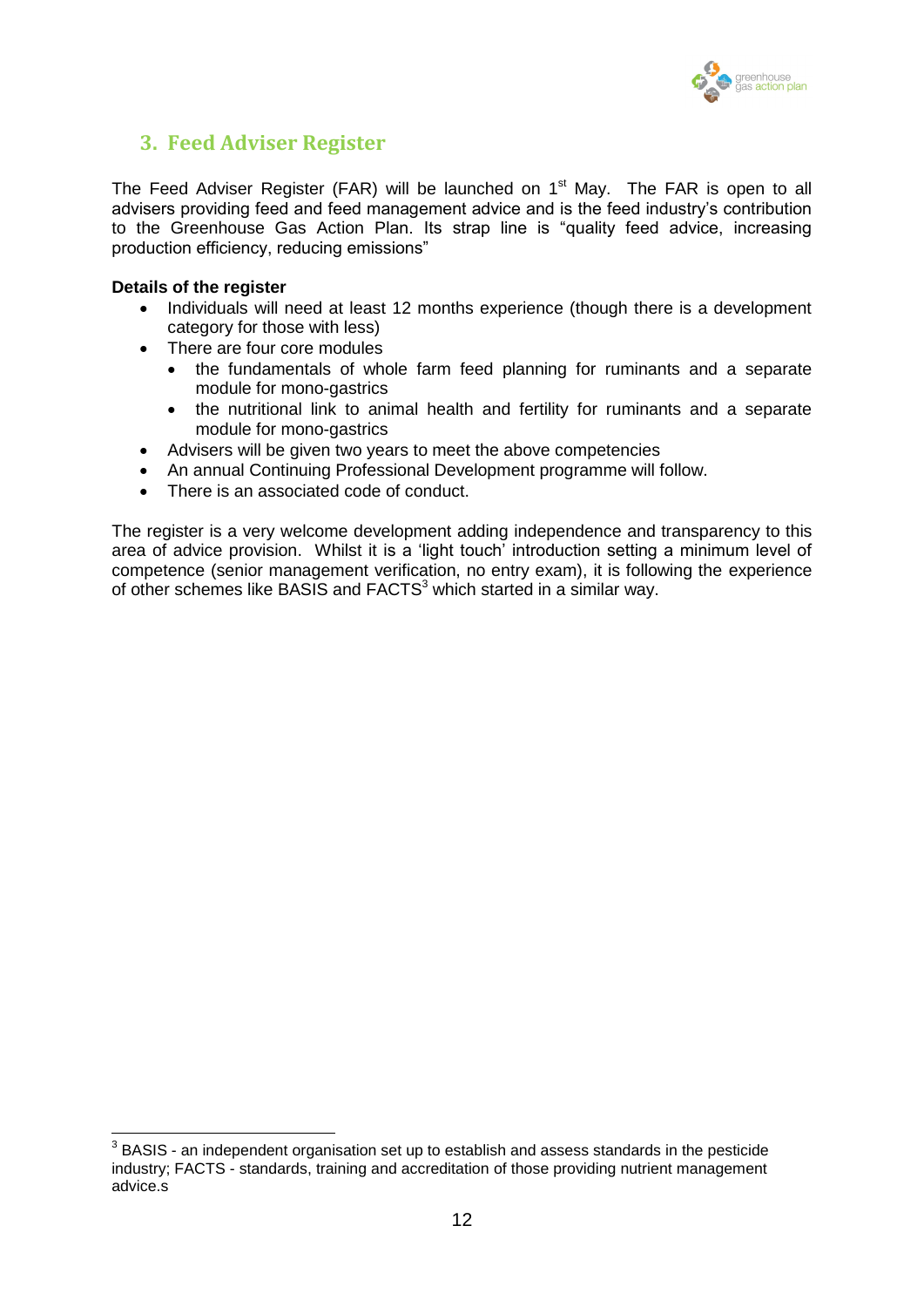## 3. Feed Adviser Register

The Feed Adviser Register (FAR) will be launched on 1st May. The FAR is open to all advisers providing feed and feed management advice and is the feed industry's contribution to the Greenhouse Gas Action Plan. Its strap line is "quality feed advice, increasing production efficiency, reducing emissions"

**Details of the register**

- Individuals will need at least 12 months experience (though there is a development category for those with less)
- There are four core modules
  - the fundamentals of whole farm feed planning for ruminants and a separate module for mono-gastrics
  - the nutritional link to animal health and fertility for ruminants and a separate module for mono-gastrics
- Advisers will be given two years to meet the above competencies
- An annual Continuing Professional Development programme will follow.
- There is an associated code of conduct.

The register is a very welcome development adding independence and transparency to this area of advice provision. Whilst it is a 'light touch' introduction setting a minimum level of competence (senior management verification, no entry exam), it is following the experience of other schemes like BASIS and FACTS[3] which started in a similar way.

[3] BASIS - an independent organisation set up to establish and assess standards in the pesticide industry; FACTS - standards, training and accreditation of those providing nutrient management advice.s